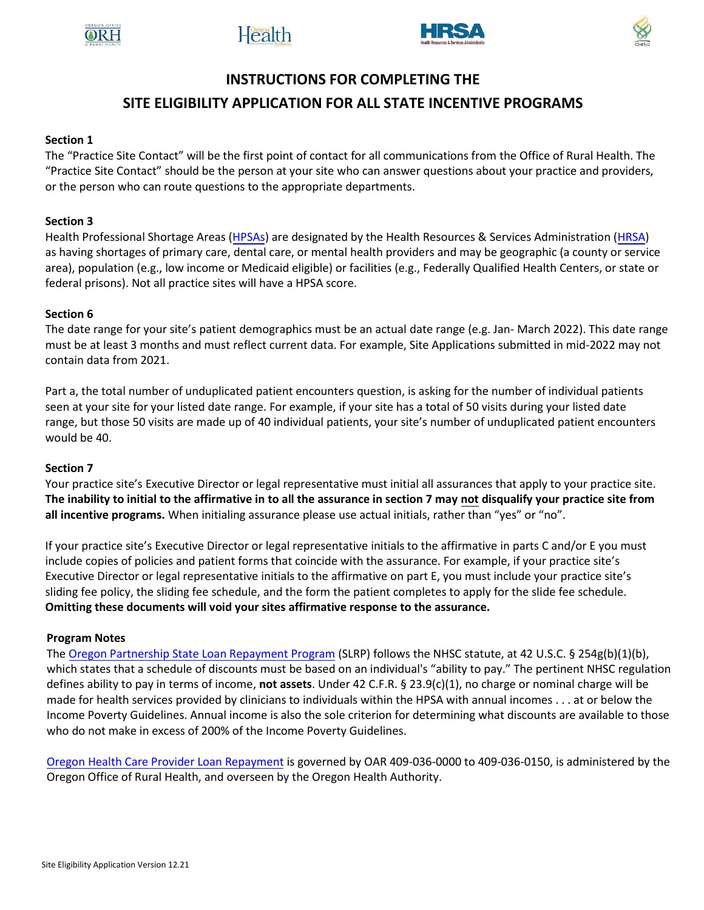# INSTRUCTIONS FOR COMPLETING THE SITE ELIGIBILITY APPLICATION FOR ALL STATE INCENTIVE PROGRAMS

### Section 1

The "Practice Site Contact" will be the first point of contact for all communications from the Office of Rural Health. The "Practice Site Contact" should be the person at your site who can answer questions about your practice and providers, or the person who can route questions to the appropriate departments.

### Section 3

Health Professional Shortage Areas (HPSAs) are designated by the Health Resources & Services Administration (HRSA) as having shortages of primary care, dental care, or mental health providers and may be geographic (a county or service area), population (e.g., low income or Medicaid eligible) or facilities (e.g., Federally Qualified Health Centers, or state or federal prisons). Not all practice sites will have a HPSA score.

### Section 6

The date range for your site's patient demographics must be an actual date range (e.g. Jan- March 2022). This date range must be at least 3 months and must reflect current data. For example, Site Applications submitted in mid-2022 may not contain data from 2021.

Part a, the total number of unduplicated patient encounters question, is asking for the number of individual patients seen at your site for your listed date range. For example, if your site has a total of 50 visits during your listed date range, but those 50 visits are made up of 40 individual patients, your site's number of unduplicated patient encounters would be 40.

### Section 7

Your practice site's Executive Director or legal representative must initial all assurances that apply to your practice site. **The inability to initial to the affirmative in to all the assurance in section 7 may not disqualify your practice site from all incentive programs.** When initialing assurance please use actual initials, rather than "yes" or "no".

If your practice site's Executive Director or legal representative initials to the affirmative in parts C and/or E you must include copies of policies and patient forms that coincide with the assurance. For example, if your practice site's Executive Director or legal representative initials to the affirmative on part E, you must include your practice site's sliding fee policy, the sliding fee schedule, and the form the patient completes to apply for the slide fee schedule. **Omitting these documents will void your sites affirmative response to the assurance.**

### Program Notes

The Oregon Partnership State Loan Repayment Program (SLRP) follows the NHSC statute, at 42 U.S.C. § 254g(b)(1)(b), which states that a schedule of discounts must be based on an individual's "ability to pay." The pertinent NHSC regulation defines ability to pay in terms of income, **not assets**. Under 42 C.F.R. § 23.9(c)(1), no charge or nominal charge will be made for health services provided by clinicians to individuals within the HPSA with annual incomes . . . at or below the Income Poverty Guidelines. Annual income is also the sole criterion for determining what discounts are available to those who do not make in excess of 200% of the Income Poverty Guidelines.

Oregon Health Care Provider Loan Repayment is governed by OAR 409-036-0000 to 409-036-0150, is administered by the Oregon Office of Rural Health, and overseen by the Oregon Health Authority.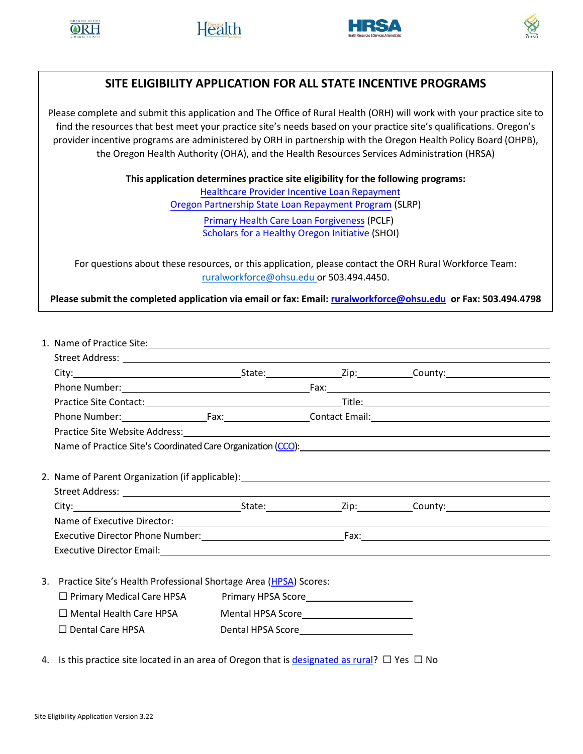## SITE ELIGIBILITY APPLICATION FOR ALL STATE INCENTIVE PROGRAMS

Please complete and submit this application and The Office of Rural Health (ORH) will work with your practice site to find the resources that best meet your practice site's needs based on your practice site's qualifications. Oregon's provider incentive programs are administered by ORH in partnership with the Oregon Health Policy Board (OHPB), the Oregon Health Authority (OHA), and the Health Resources Services Administration (HRSA)

**This application determines practice site eligibility for the following programs:**

Healthcare Provider Incentive Loan Repayment
Oregon Partnership State Loan Repayment Program (SLRP)
Primary Health Care Loan Forgiveness (PCLF)
Scholars for a Healthy Oregon Initiative (SHOI)

For questions about these resources, or this application, please contact the ORH Rural Workforce Team: ruralworkforce@ohsu.edu or 503.494.4450.

**Please submit the completed application via email or fax: Email: ruralworkforce@ohsu.edu or Fax: 503.494.4798**

1. Name of Practice Site: ____________________
   Street Address: ____________________
   City: ____________ State: ________ Zip: ________ County: ____________
   Phone Number: ____________ Fax: ____________
   Practice Site Contact: ____________ Title: ____________
   Phone Number: ________ Fax: ________ Contact Email: ____________
   Practice Site Website Address: ____________________
   Name of Practice Site's Coordinated Care Organization (CCO): ____________________

2. Name of Parent Organization (if applicable): ____________________
   Street Address: ____________________
   City: ____________ State: ________ Zip: ________ County: ____________
   Name of Executive Director: ____________________
   Executive Director Phone Number: ____________ Fax: ____________
   Executive Director Email: ____________________

3. Practice Site's Health Professional Shortage Area (HPSA) Scores:
   ☐ Primary Medical Care HPSA    Primary HPSA Score ____________
   ☐ Mental Health Care HPSA    Mental HPSA Score ____________
   ☐ Dental Care HPSA    Dental HPSA Score ____________

4. Is this practice site located in an area of Oregon that is designated as rural? ☐ Yes ☐ No

Site Eligibility Application Version 3.22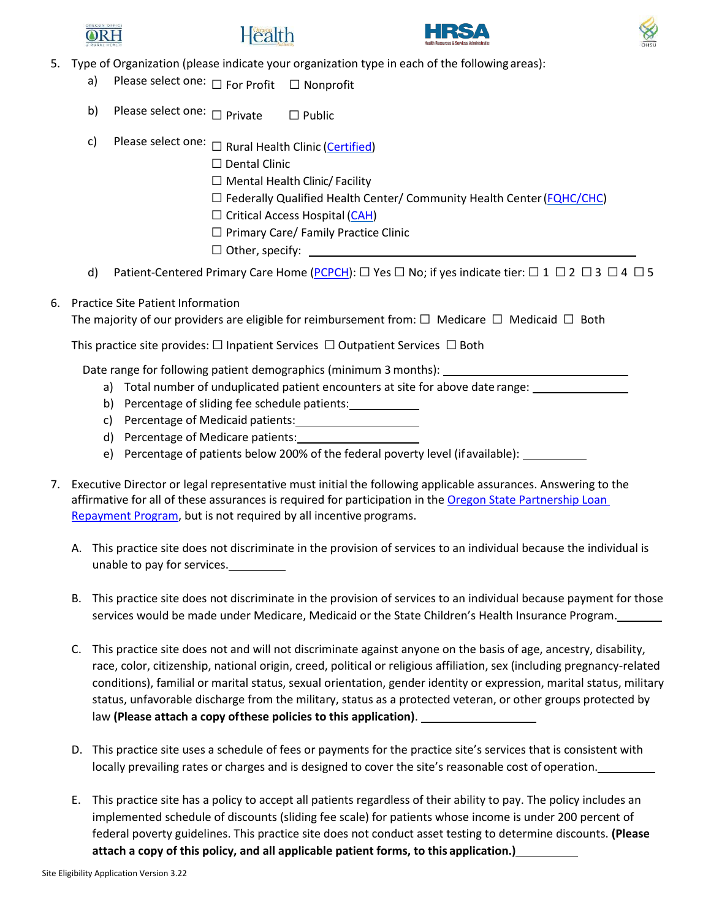5. Type of Organization (please indicate your organization type in each of the following areas):
   a) Please select one: ☐ For Profit ☐ Nonprofit
   b) Please select one: ☐ Private ☐ Public
   c) Please select one: ☐ Rural Health Clinic (Certified)
      ☐ Dental Clinic
      ☐ Mental Health Clinic/ Facility
      ☐ Federally Qualified Health Center/ Community Health Center (FQHC/CHC)
      ☐ Critical Access Hospital (CAH)
      ☐ Primary Care/ Family Practice Clinic
      ☐ Other, specify: ____________________
   d) Patient-Centered Primary Care Home (PCPCH): ☐ Yes ☐ No; if yes indicate tier: ☐ 1 ☐ 2 ☐ 3 ☐ 4 ☐ 5

6. Practice Site Patient Information

   The majority of our providers are eligible for reimbursement from: ☐ Medicare ☐ Medicaid ☐ Both

   This practice site provides: ☐ Inpatient Services ☐ Outpatient Services ☐ Both

   Date range for following patient demographics (minimum 3 months): ____________________
   a) Total number of unduplicated patient encounters at site for above date range: ____________
   b) Percentage of sliding fee schedule patients: __________
   c) Percentage of Medicaid patients: __________
   d) Percentage of Medicare patients: __________
   e) Percentage of patients below 200% of the federal poverty level (if available): __________

7. Executive Director or legal representative must initial the following applicable assurances. Answering to the affirmative for all of these assurances is required for participation in the Oregon State Partnership Loan Repayment Program, but is not required by all incentive programs.

   A. This practice site does not discriminate in the provision of services to an individual because the individual is unable to pay for services. __________

   B. This practice site does not discriminate in the provision of services to an individual because payment for those services would be made under Medicare, Medicaid or the State Children's Health Insurance Program. __________

   C. This practice site does not and will not discriminate against anyone on the basis of age, ancestry, disability, race, color, citizenship, national origin, creed, political or religious affiliation, sex (including pregnancy-related conditions), familial or marital status, sexual orientation, gender identity or expression, marital status, military status, unfavorable discharge from the military, status as a protected veteran, or other groups protected by law **(Please attach a copy of these policies to this application)**. __________

   D. This practice site uses a schedule of fees or payments for the practice site's services that is consistent with locally prevailing rates or charges and is designed to cover the site's reasonable cost of operation. __________

   E. This practice site has a policy to accept all patients regardless of their ability to pay. The policy includes an implemented schedule of discounts (sliding fee scale) for patients whose income is under 200 percent of federal poverty guidelines. This practice site does not conduct asset testing to determine discounts. **(Please attach a copy of this policy, and all applicable patient forms, to this application.)** __________

Site Eligibility Application Version 3.22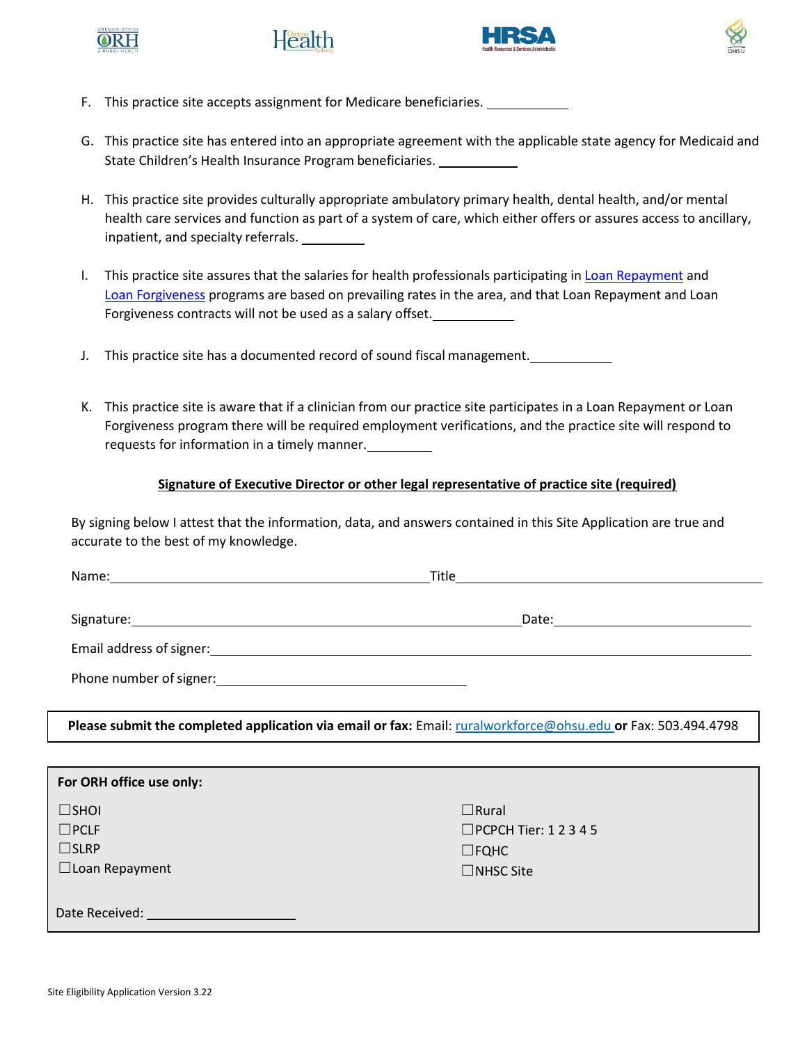F. This practice site accepts assignment for Medicare beneficiaries. ___________

G. This practice site has entered into an appropriate agreement with the applicable state agency for Medicaid and State Children's Health Insurance Program beneficiaries. ___________

H. This practice site provides culturally appropriate ambulatory primary health, dental health, and/or mental health care services and function as part of a system of care, which either offers or assures access to ancillary, inpatient, and specialty referrals. _________

I. This practice site assures that the salaries for health professionals participating in [Loan Repayment] and [Loan Forgiveness] programs are based on prevailing rates in the area, and that Loan Repayment and Loan Forgiveness contracts will not be used as a salary offset.___________

J. This practice site has a documented record of sound fiscal management.___________

K. This practice site is aware that if a clinician from our practice site participates in a Loan Repayment or Loan Forgiveness program there will be required employment verifications, and the practice site will respond to requests for information in a timely manner._________

**Signature of Executive Director or other legal representative of practice site (required)**

By signing below I attest that the information, data, and answers contained in this Site Application are true and accurate to the best of my knowledge.

Name:_____________________________________________ Title_____________________________________________

Signature:_____________________________________________________ Date:___________________________

Email address of signer:__________________________________________________________________________

Phone number of signer:__________________________________

**Please submit the completed application via email or fax:** Email: ruralworkforce@ohsu.edu **or** Fax: 503.494.4798

**For ORH office use only:**

☐SHOI
☐PCLF
☐SLRP
☐Loan Repayment

☐Rural
☐PCPCH Tier: 1 2 3 4 5
☐FQHC
☐NHSC Site

Date Received: ____________________

Site Eligibility Application Version 3.22